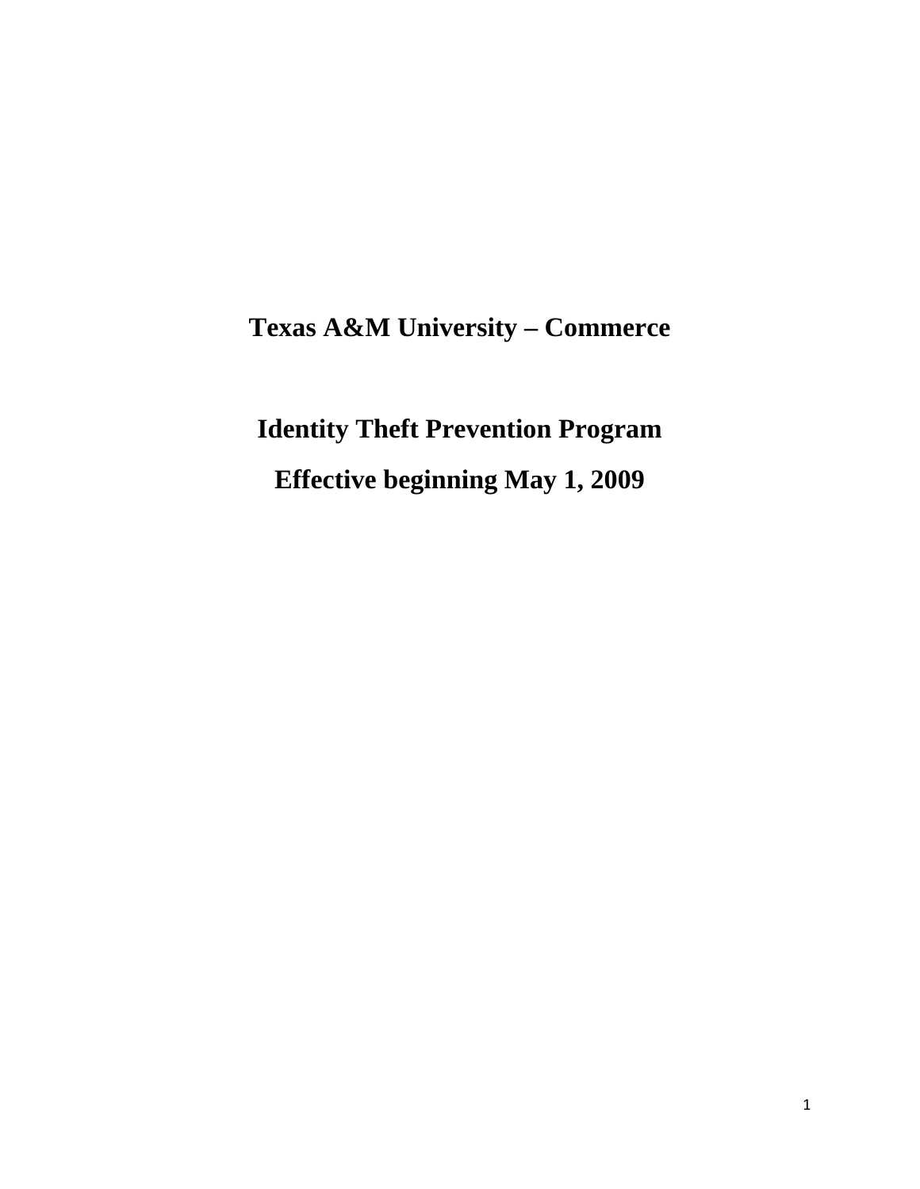# Texas A&M University – Commerce

# Identity Theft Prevention Program

# Effective beginning May 1, 2009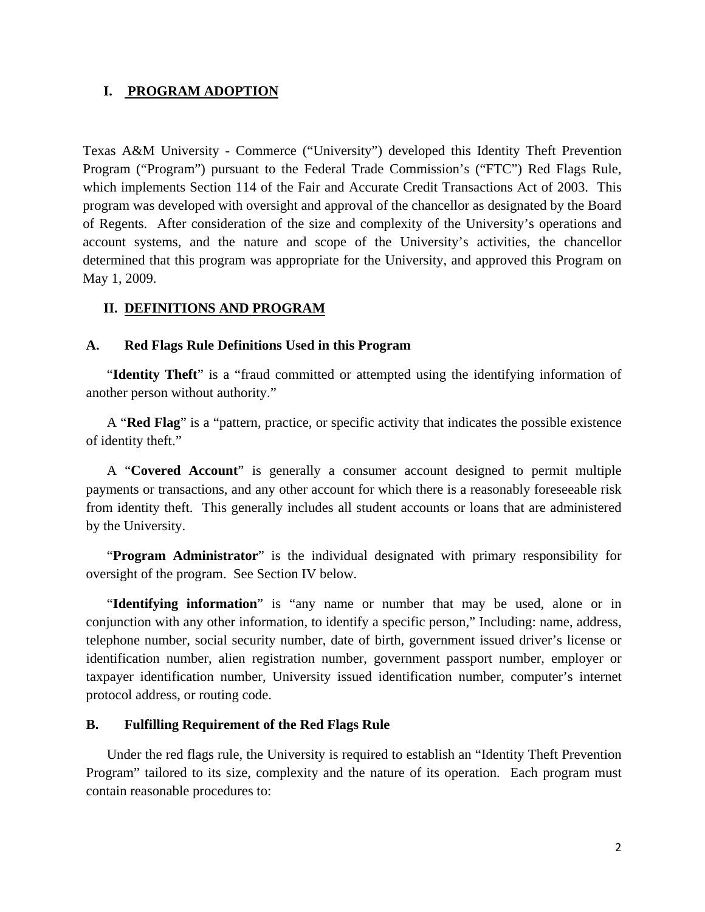## I. PROGRAM ADOPTION

Texas A&M University - Commerce ("University") developed this Identity Theft Prevention Program ("Program") pursuant to the Federal Trade Commission's ("FTC") Red Flags Rule, which implements Section 114 of the Fair and Accurate Credit Transactions Act of 2003. This program was developed with oversight and approval of the chancellor as designated by the Board of Regents. After consideration of the size and complexity of the University's operations and account systems, and the nature and scope of the University's activities, the chancellor determined that this program was appropriate for the University, and approved this Program on May 1, 2009.

## II. DEFINITIONS AND PROGRAM

### A. Red Flags Rule Definitions Used in this Program

"**Identity Theft**" is a "fraud committed or attempted using the identifying information of another person without authority."

A "**Red Flag**" is a "pattern, practice, or specific activity that indicates the possible existence of identity theft."

A "**Covered Account**" is generally a consumer account designed to permit multiple payments or transactions, and any other account for which there is a reasonably foreseeable risk from identity theft. This generally includes all student accounts or loans that are administered by the University.

"**Program Administrator**" is the individual designated with primary responsibility for oversight of the program. See Section IV below.

"**Identifying information**" is "any name or number that may be used, alone or in conjunction with any other information, to identify a specific person," Including: name, address, telephone number, social security number, date of birth, government issued driver's license or identification number, alien registration number, government passport number, employer or taxpayer identification number, University issued identification number, computer's internet protocol address, or routing code.

### B. Fulfilling Requirement of the Red Flags Rule

Under the red flags rule, the University is required to establish an "Identity Theft Prevention Program" tailored to its size, complexity and the nature of its operation. Each program must contain reasonable procedures to: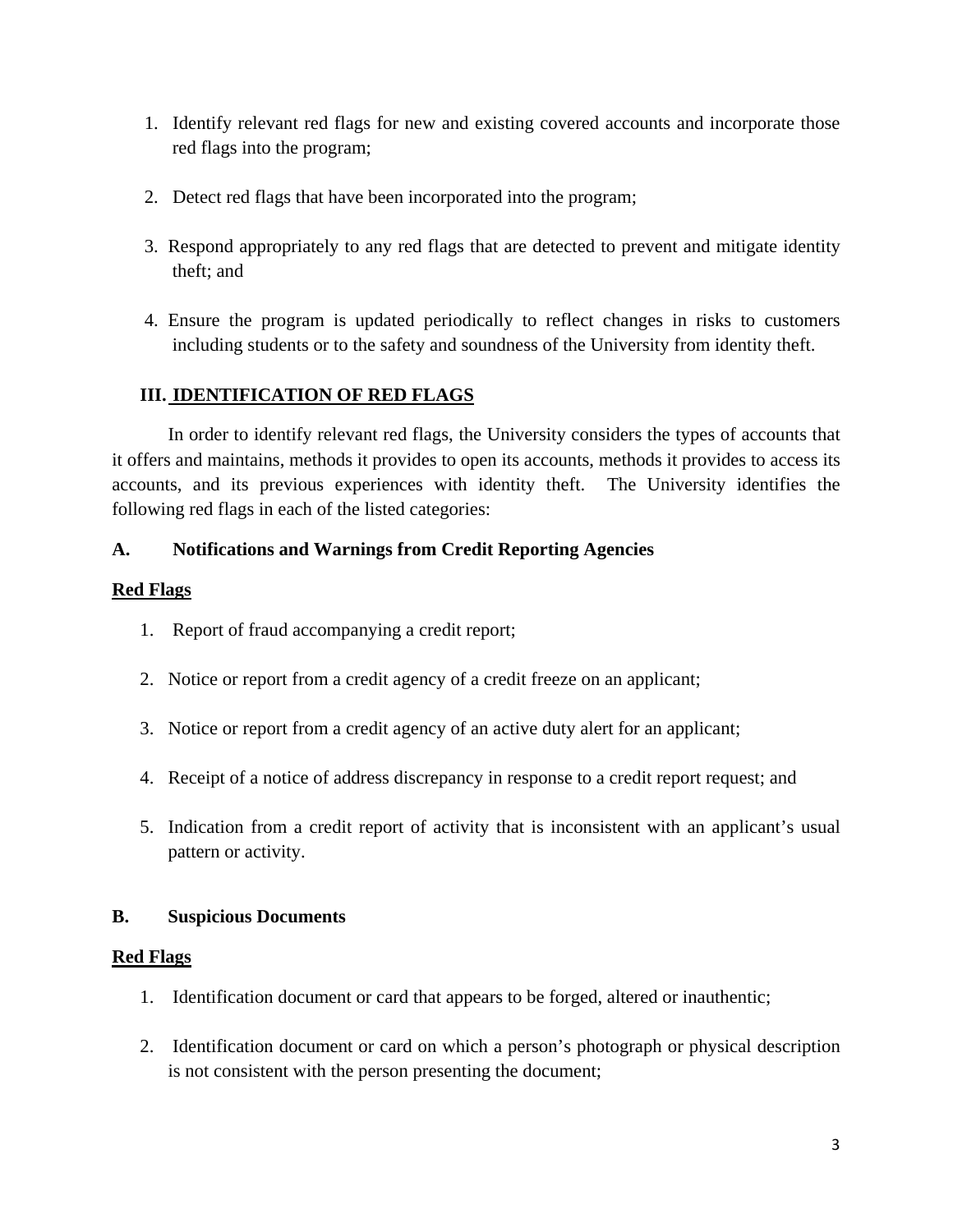1. Identify relevant red flags for new and existing covered accounts and incorporate those red flags into the program;

2. Detect red flags that have been incorporated into the program;

3. Respond appropriately to any red flags that are detected to prevent and mitigate identity theft; and

4. Ensure the program is updated periodically to reflect changes in risks to customers including students or to the safety and soundness of the University from identity theft.

## III. <u>IDENTIFICATION OF RED FLAGS</u>

In order to identify relevant red flags, the University considers the types of accounts that it offers and maintains, methods it provides to open its accounts, methods it provides to access its accounts, and its previous experiences with identity theft. The University identifies the following red flags in each of the listed categories:

### A. Notifications and Warnings from Credit Reporting Agencies

**<u>Red Flags</u>**

1. Report of fraud accompanying a credit report;

2. Notice or report from a credit agency of a credit freeze on an applicant;

3. Notice or report from a credit agency of an active duty alert for an applicant;

4. Receipt of a notice of address discrepancy in response to a credit report request; and

5. Indication from a credit report of activity that is inconsistent with an applicant's usual pattern or activity.

### B. Suspicious Documents

**<u>Red Flags</u>**

1. Identification document or card that appears to be forged, altered or inauthentic;

2. Identification document or card on which a person's photograph or physical description is not consistent with the person presenting the document;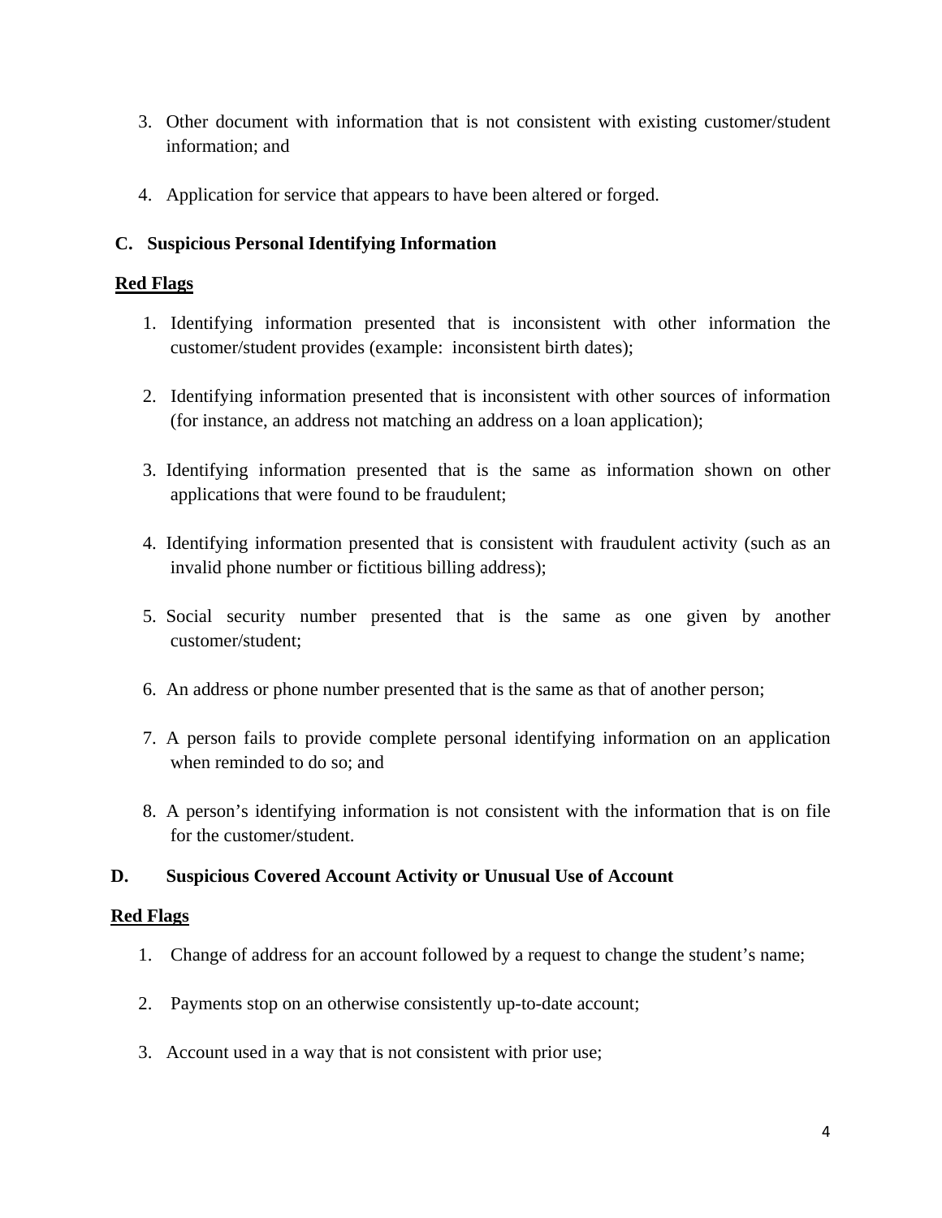3. Other document with information that is not consistent with existing customer/student information; and

4. Application for service that appears to have been altered or forged.

**C. Suspicious Personal Identifying Information**

**Red Flags**

1. Identifying information presented that is inconsistent with other information the customer/student provides (example: inconsistent birth dates);

2. Identifying information presented that is inconsistent with other sources of information (for instance, an address not matching an address on a loan application);

3. Identifying information presented that is the same as information shown on other applications that were found to be fraudulent;

4. Identifying information presented that is consistent with fraudulent activity (such as an invalid phone number or fictitious billing address);

5. Social security number presented that is the same as one given by another customer/student;

6. An address or phone number presented that is the same as that of another person;

7. A person fails to provide complete personal identifying information on an application when reminded to do so; and

8. A person's identifying information is not consistent with the information that is on file for the customer/student.

**D. Suspicious Covered Account Activity or Unusual Use of Account**

**Red Flags**

1. Change of address for an account followed by a request to change the student's name;

2. Payments stop on an otherwise consistently up-to-date account;

3. Account used in a way that is not consistent with prior use;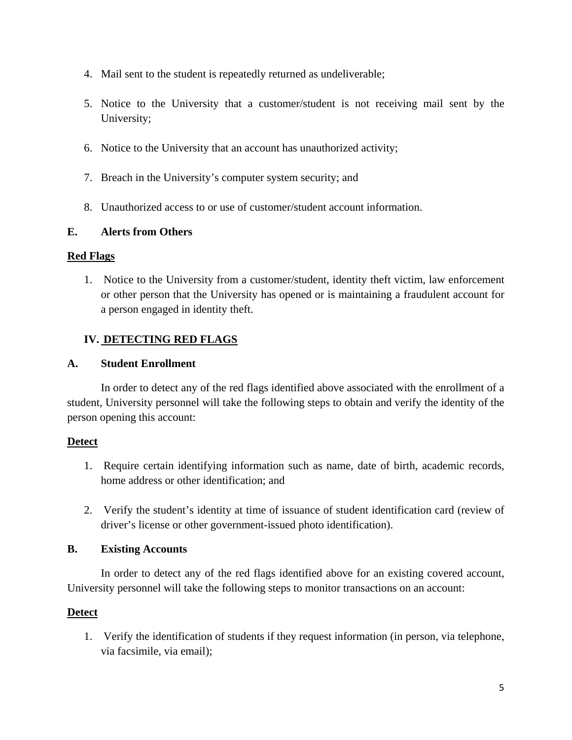4. Mail sent to the student is repeatedly returned as undeliverable;

5. Notice to the University that a customer/student is not receiving mail sent by the University;

6. Notice to the University that an account has unauthorized activity;

7. Breach in the University's computer system security; and

8. Unauthorized access to or use of customer/student account information.

**E. Alerts from Others**

**Red Flags**

1. Notice to the University from a customer/student, identity theft victim, law enforcement or other person that the University has opened or is maintaining a fraudulent account for a person engaged in identity theft.

## IV. DETECTING RED FLAGS

**A. Student Enrollment**

In order to detect any of the red flags identified above associated with the enrollment of a student, University personnel will take the following steps to obtain and verify the identity of the person opening this account:

**Detect**

1. Require certain identifying information such as name, date of birth, academic records, home address or other identification; and

2. Verify the student's identity at time of issuance of student identification card (review of driver's license or other government-issued photo identification).

**B. Existing Accounts**

In order to detect any of the red flags identified above for an existing covered account, University personnel will take the following steps to monitor transactions on an account:

**Detect**

1. Verify the identification of students if they request information (in person, via telephone, via facsimile, via email);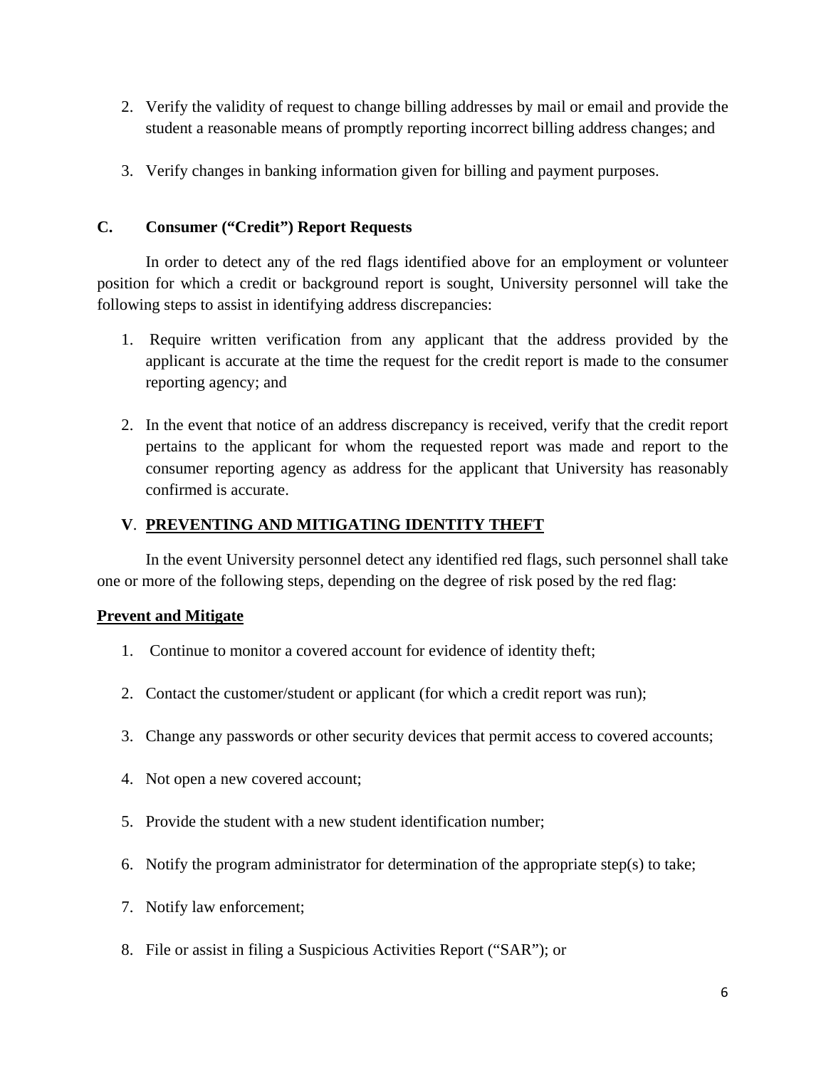2. Verify the validity of request to change billing addresses by mail or email and provide the student a reasonable means of promptly reporting incorrect billing address changes; and

3. Verify changes in banking information given for billing and payment purposes.

### C. Consumer ("Credit") Report Requests

In order to detect any of the red flags identified above for an employment or volunteer position for which a credit or background report is sought, University personnel will take the following steps to assist in identifying address discrepancies:

1. Require written verification from any applicant that the address provided by the applicant is accurate at the time the request for the credit report is made to the consumer reporting agency; and

2. In the event that notice of an address discrepancy is received, verify that the credit report pertains to the applicant for whom the requested report was made and report to the consumer reporting agency as address for the applicant that University has reasonably confirmed is accurate.

## V. PREVENTING AND MITIGATING IDENTITY THEFT

In the event University personnel detect any identified red flags, such personnel shall take one or more of the following steps, depending on the degree of risk posed by the red flag:

**Prevent and Mitigate**

1. Continue to monitor a covered account for evidence of identity theft;

2. Contact the customer/student or applicant (for which a credit report was run);

3. Change any passwords or other security devices that permit access to covered accounts;

4. Not open a new covered account;

5. Provide the student with a new student identification number;

6. Notify the program administrator for determination of the appropriate step(s) to take;

7. Notify law enforcement;

8. File or assist in filing a Suspicious Activities Report ("SAR"); or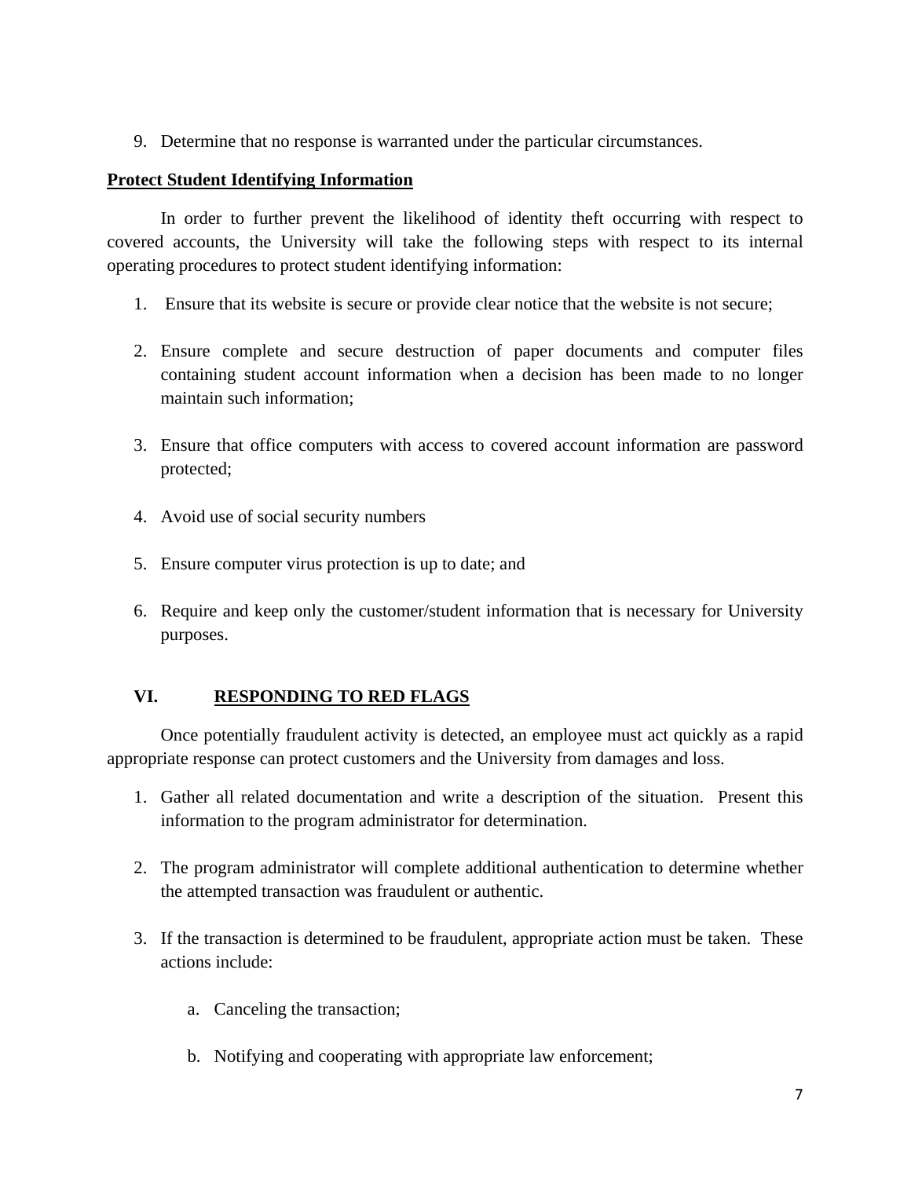9. Determine that no response is warranted under the particular circumstances.

**Protect Student Identifying Information**

In order to further prevent the likelihood of identity theft occurring with respect to covered accounts, the University will take the following steps with respect to its internal operating procedures to protect student identifying information:

1. Ensure that its website is secure or provide clear notice that the website is not secure;

2. Ensure complete and secure destruction of paper documents and computer files containing student account information when a decision has been made to no longer maintain such information;

3. Ensure that office computers with access to covered account information are password protected;

4. Avoid use of social security numbers

5. Ensure computer virus protection is up to date; and

6. Require and keep only the customer/student information that is necessary for University purposes.

## VI. RESPONDING TO RED FLAGS

Once potentially fraudulent activity is detected, an employee must act quickly as a rapid appropriate response can protect customers and the University from damages and loss.

1. Gather all related documentation and write a description of the situation. Present this information to the program administrator for determination.

2. The program administrator will complete additional authentication to determine whether the attempted transaction was fraudulent or authentic.

3. If the transaction is determined to be fraudulent, appropriate action must be taken. These actions include:

   a. Canceling the transaction;

   b. Notifying and cooperating with appropriate law enforcement;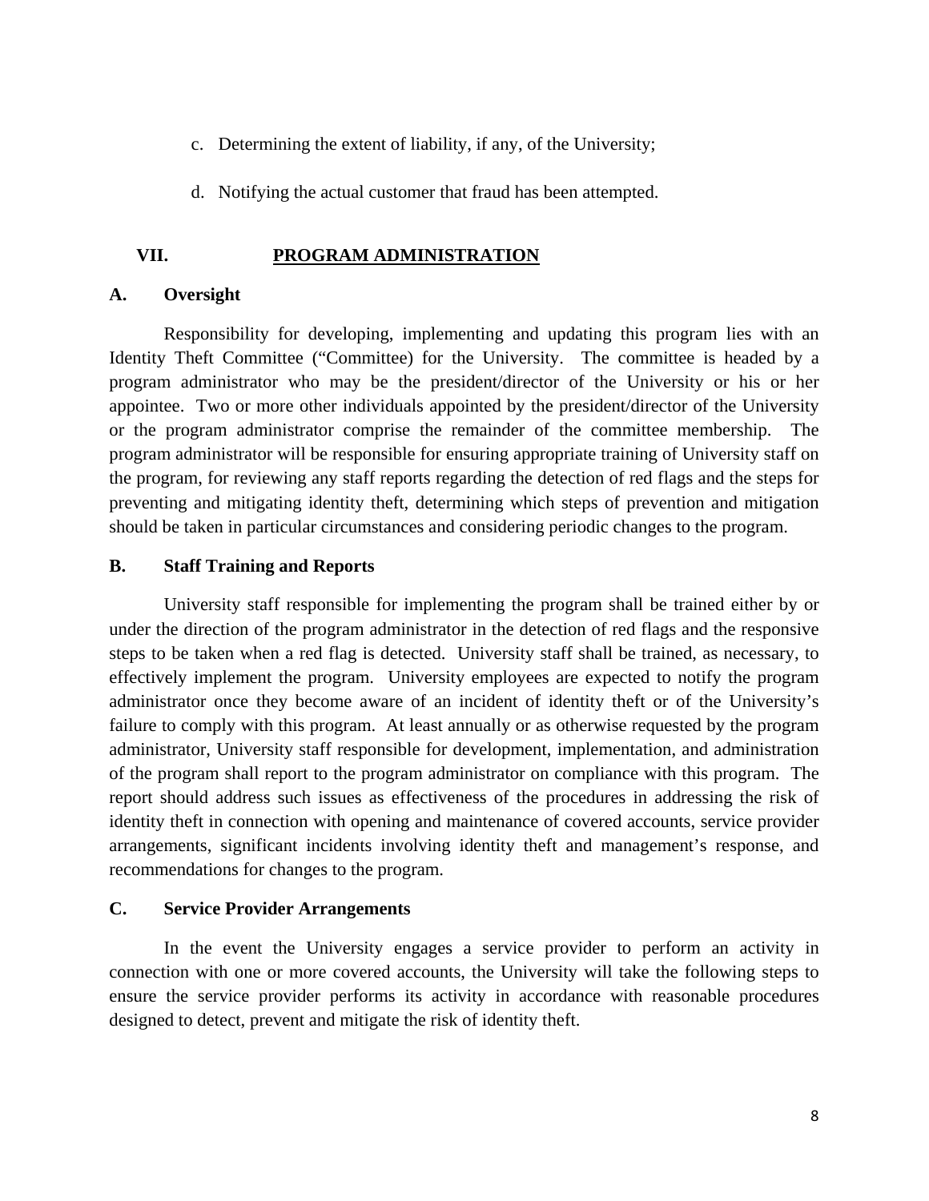c. Determining the extent of liability, if any, of the University;

d. Notifying the actual customer that fraud has been attempted.

## VII. PROGRAM ADMINISTRATION

### A. Oversight

Responsibility for developing, implementing and updating this program lies with an Identity Theft Committee ("Committee) for the University. The committee is headed by a program administrator who may be the president/director of the University or his or her appointee. Two or more other individuals appointed by the president/director of the University or the program administrator comprise the remainder of the committee membership. The program administrator will be responsible for ensuring appropriate training of University staff on the program, for reviewing any staff reports regarding the detection of red flags and the steps for preventing and mitigating identity theft, determining which steps of prevention and mitigation should be taken in particular circumstances and considering periodic changes to the program.

### B. Staff Training and Reports

University staff responsible for implementing the program shall be trained either by or under the direction of the program administrator in the detection of red flags and the responsive steps to be taken when a red flag is detected. University staff shall be trained, as necessary, to effectively implement the program. University employees are expected to notify the program administrator once they become aware of an incident of identity theft or of the University's failure to comply with this program. At least annually or as otherwise requested by the program administrator, University staff responsible for development, implementation, and administration of the program shall report to the program administrator on compliance with this program. The report should address such issues as effectiveness of the procedures in addressing the risk of identity theft in connection with opening and maintenance of covered accounts, service provider arrangements, significant incidents involving identity theft and management's response, and recommendations for changes to the program.

### C. Service Provider Arrangements

In the event the University engages a service provider to perform an activity in connection with one or more covered accounts, the University will take the following steps to ensure the service provider performs its activity in accordance with reasonable procedures designed to detect, prevent and mitigate the risk of identity theft.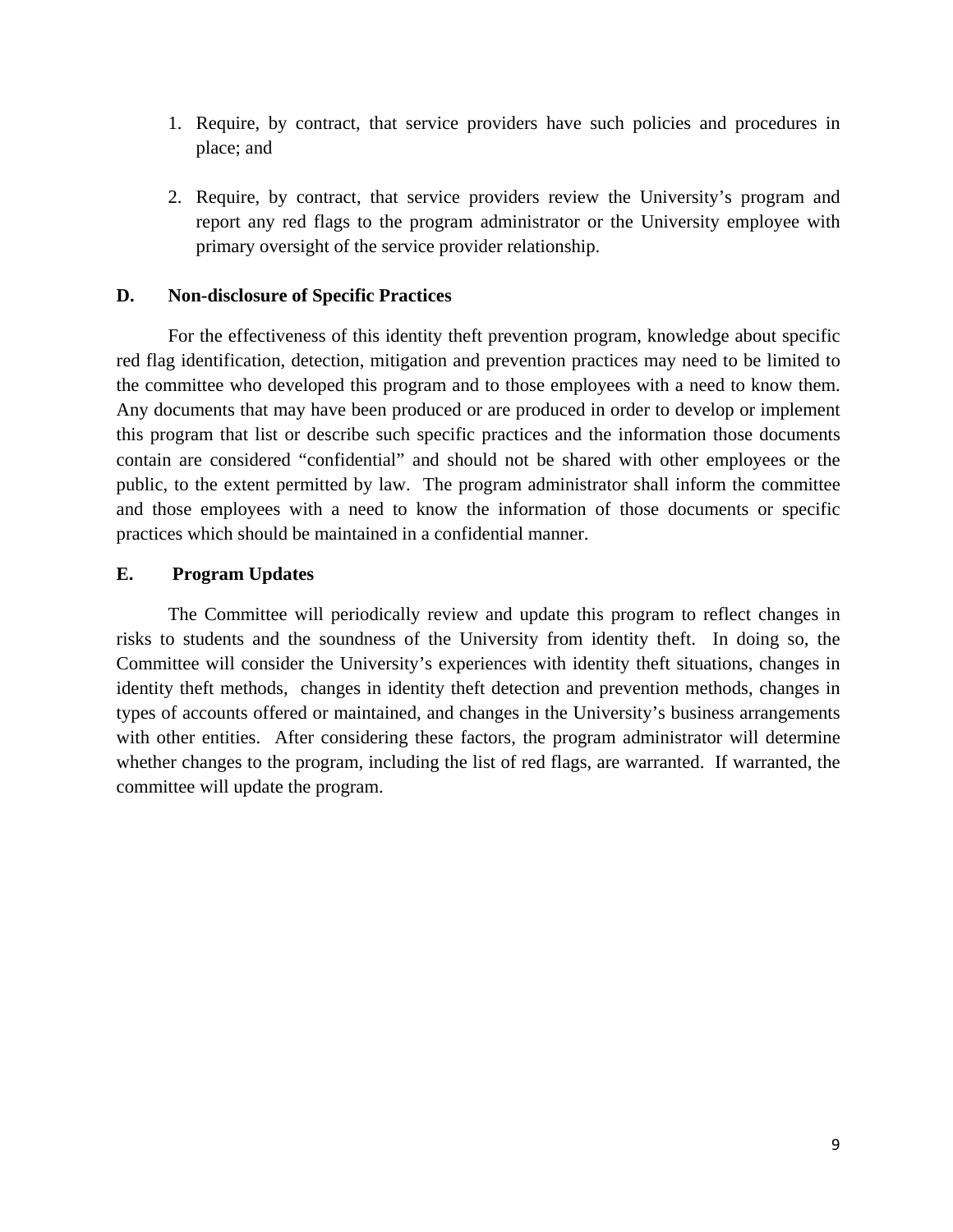1. Require, by contract, that service providers have such policies and procedures in place; and

2. Require, by contract, that service providers review the University's program and report any red flags to the program administrator or the University employee with primary oversight of the service provider relationship.

### D. Non-disclosure of Specific Practices

For the effectiveness of this identity theft prevention program, knowledge about specific red flag identification, detection, mitigation and prevention practices may need to be limited to the committee who developed this program and to those employees with a need to know them. Any documents that may have been produced or are produced in order to develop or implement this program that list or describe such specific practices and the information those documents contain are considered "confidential" and should not be shared with other employees or the public, to the extent permitted by law. The program administrator shall inform the committee and those employees with a need to know the information of those documents or specific practices which should be maintained in a confidential manner.

### E. Program Updates

The Committee will periodically review and update this program to reflect changes in risks to students and the soundness of the University from identity theft. In doing so, the Committee will consider the University's experiences with identity theft situations, changes in identity theft methods, changes in identity theft detection and prevention methods, changes in types of accounts offered or maintained, and changes in the University's business arrangements with other entities. After considering these factors, the program administrator will determine whether changes to the program, including the list of red flags, are warranted. If warranted, the committee will update the program.